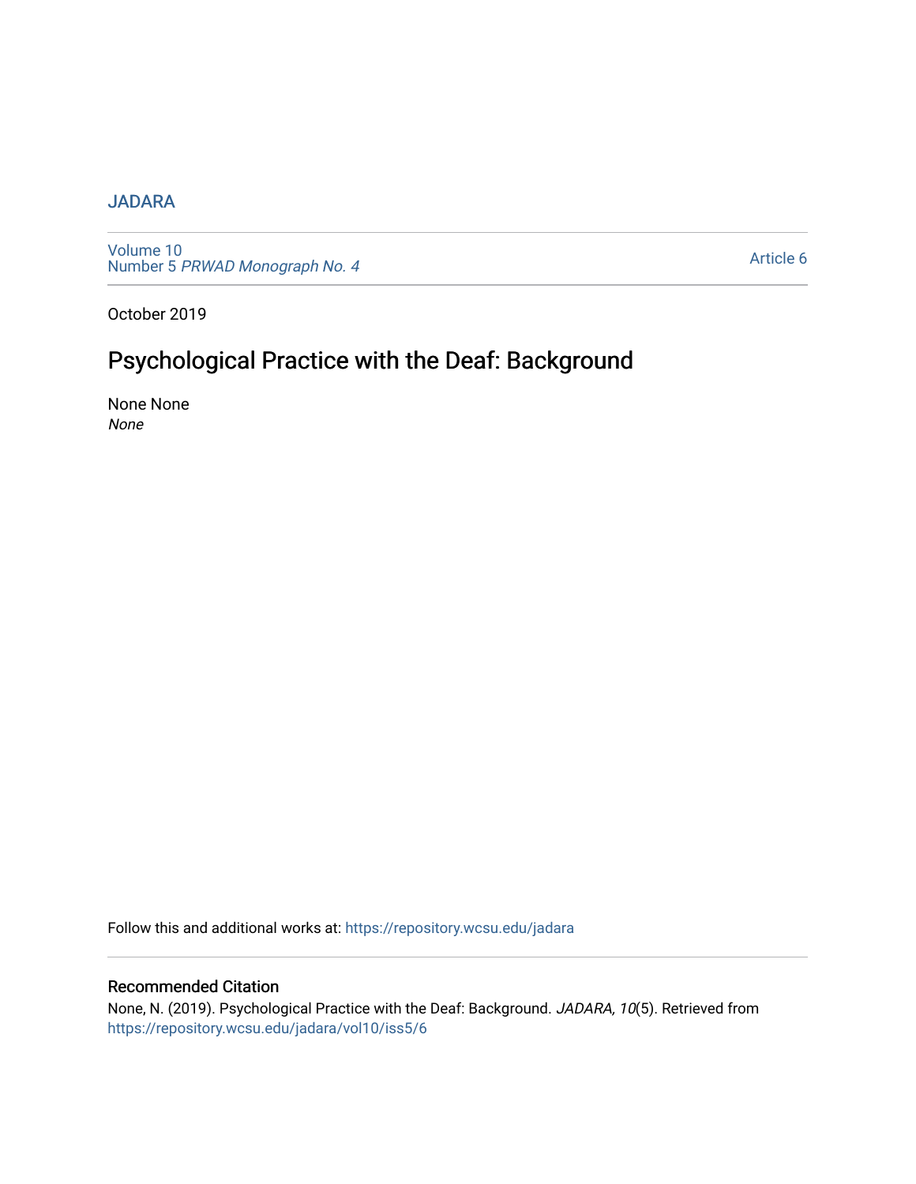JADARA

Volume 10
Number 5 *PRWAD Monograph No. 4*

Article 6

October 2019

# Psychological Practice with the Deaf: Background

None None
*None*

Follow this and additional works at: https://repository.wcsu.edu/jadara

## Recommended Citation

None, N. (2019). Psychological Practice with the Deaf: Background. *JADARA, 10*(5). Retrieved from https://repository.wcsu.edu/jadara/vol10/iss5/6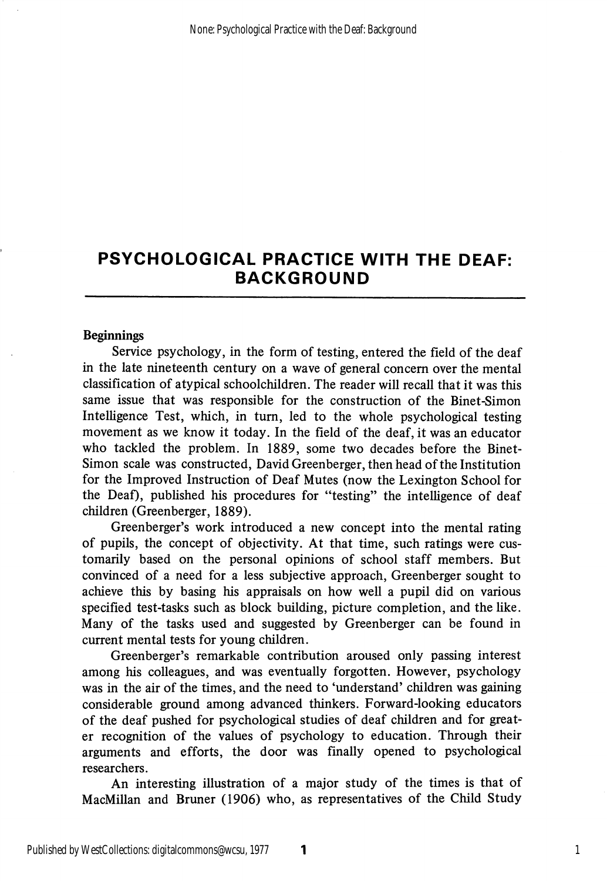# PSYCHOLOGICAL PRACTICE WITH THE DEAF: BACKGROUND

**Beginnings**

Service psychology, in the form of testing, entered the field of the deaf in the late nineteenth century on a wave of general concern over the mental classification of atypical schoolchildren. The reader will recall that it was this same issue that was responsible for the construction of the Binet-Simon Intelligence Test, which, in turn, led to the whole psychological testing movement as we know it today. In the field of the deaf, it was an educator who tackled the problem. In 1889, some two decades before the Binet-Simon scale was constructed, David Greenberger, then head of the Institution for the Improved Instruction of Deaf Mutes (now the Lexington School for the Deaf), published his procedures for "testing" the intelligence of deaf children (Greenberger, 1889).

Greenberger's work introduced a new concept into the mental rating of pupils, the concept of objectivity. At that time, such ratings were customarily based on the personal opinions of school staff members. But convinced of a need for a less subjective approach, Greenberger sought to achieve this by basing his appraisals on how well a pupil did on various specified test-tasks such as block building, picture completion, and the like. Many of the tasks used and suggested by Greenberger can be found in current mental tests for young children.

Greenberger's remarkable contribution aroused only passing interest among his colleagues, and was eventually forgotten. However, psychology was in the air of the times, and the need to 'understand' children was gaining considerable ground among advanced thinkers. Forward-looking educators of the deaf pushed for psychological studies of deaf children and for greater recognition of the values of psychology to education. Through their arguments and efforts, the door was finally opened to psychological researchers.

An interesting illustration of a major study of the times is that of MacMillan and Bruner (1906) who, as representatives of the Child Study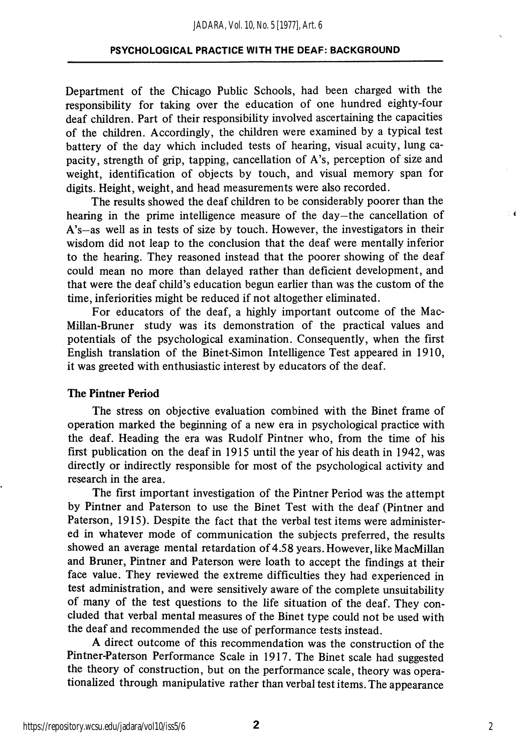Department of the Chicago Public Schools, had been charged with the responsibility for taking over the education of one hundred eighty-four deaf children. Part of their responsibility involved ascertaining the capacities of the children. Accordingly, the children were examined by a typical test battery of the day which included tests of hearing, visual acuity, lung capacity, strength of grip, tapping, cancellation of A's, perception of size and weight, identification of objects by touch, and visual memory span for digits. Height, weight, and head measurements were also recorded.

The results showed the deaf children to be considerably poorer than the hearing in the prime intelligence measure of the day—the cancellation of A's—as well as in tests of size by touch. However, the investigators in their wisdom did not leap to the conclusion that the deaf were mentally inferior to the hearing. They reasoned instead that the poorer showing of the deaf could mean no more than delayed rather than deficient development, and that were the deaf child's education begun earlier than was the custom of the time, inferiorities might be reduced if not altogether eliminated.

For educators of the deaf, a highly important outcome of the MacMillan-Bruner study was its demonstration of the practical values and potentials of the psychological examination. Consequently, when the first English translation of the Binet-Simon Intelligence Test appeared in 1910, it was greeted with enthusiastic interest by educators of the deaf.

### The Pintner Period

The stress on objective evaluation combined with the Binet frame of operation marked the beginning of a new era in psychological practice with the deaf. Heading the era was Rudolf Pintner who, from the time of his first publication on the deaf in 1915 until the year of his death in 1942, was directly or indirectly responsible for most of the psychological activity and research in the area.

The first important investigation of the Pintner Period was the attempt by Pintner and Paterson to use the Binet Test with the deaf (Pintner and Paterson, 1915). Despite the fact that the verbal test items were administered in whatever mode of communication the subjects preferred, the results showed an average mental retardation of 4.58 years. However, like MacMillan and Bruner, Pintner and Paterson were loath to accept the findings at their face value. They reviewed the extreme difficulties they had experienced in test administration, and were sensitively aware of the complete unsuitability of many of the test questions to the life situation of the deaf. They concluded that verbal mental measures of the Binet type could not be used with the deaf and recommended the use of performance tests instead.

A direct outcome of this recommendation was the construction of the Pintner-Paterson Performance Scale in 1917. The Binet scale had suggested the theory of construction, but on the performance scale, theory was operationalized through manipulative rather than verbal test items. The appearance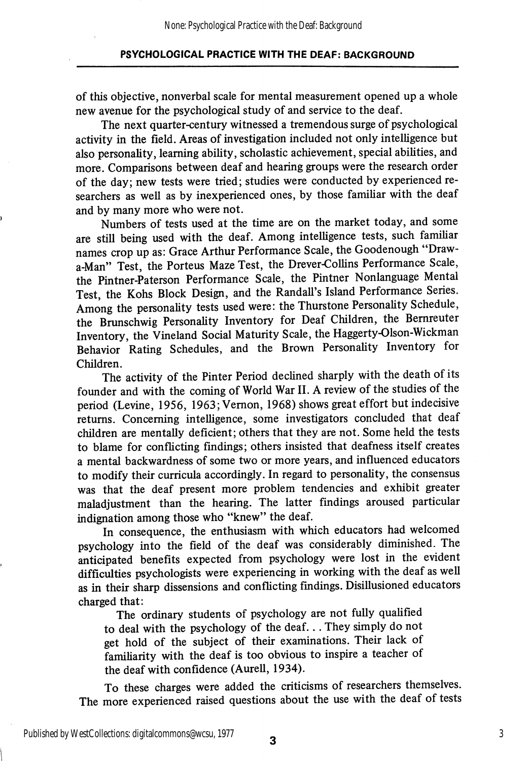of this objective, nonverbal scale for mental measurement opened up a whole new avenue for the psychological study of and service to the deaf.

The next quarter-century witnessed a tremendous surge of psychological activity in the field. Areas of investigation included not only intelligence but also personality, learning ability, scholastic achievement, special abilities, and more. Comparisons between deaf and hearing groups were the research order of the day; new tests were tried; studies were conducted by experienced researchers as well as by inexperienced ones, by those familiar with the deaf and by many more who were not.

Numbers of tests used at the time are on the market today, and some are still being used with the deaf. Among intelligence tests, such familiar names crop up as: Grace Arthur Performance Scale, the Goodenough "Draw-a-Man" Test, the Porteus Maze Test, the Drever-Collins Performance Scale, the Pintner-Paterson Performance Scale, the Pintner Nonlanguage Mental Test, the Kohs Block Design, and the Randall's Island Performance Series. Among the personality tests used were: the Thurstone Personality Schedule, the Brunschwig Personality Inventory for Deaf Children, the Bernreuter Inventory, the Vineland Social Maturity Scale, the Haggerty-Olson-Wickman Behavior Rating Schedules, and the Brown Personality Inventory for Children.

The activity of the Pinter Period declined sharply with the death of its founder and with the coming of World War II. A review of the studies of the period (Levine, 1956, 1963; Vernon, 1968) shows great effort but indecisive returns. Concerning intelligence, some investigators concluded that deaf children are mentally deficient; others that they are not. Some held the tests to blame for conflicting findings; others insisted that deafness itself creates a mental backwardness of some two or more years, and influenced educators to modify their curricula accordingly. In regard to personality, the consensus was that the deaf present more problem tendencies and exhibit greater maladjustment than the hearing. The latter findings aroused particular indignation among those who "knew" the deaf.

In consequence, the enthusiasm with which educators had welcomed psychology into the field of the deaf was considerably diminished. The anticipated benefits expected from psychology were lost in the evident difficulties psychologists were experiencing in working with the deaf as well as in their sharp dissensions and conflicting findings. Disillusioned educators charged that:

> The ordinary students of psychology are not fully qualified to deal with the psychology of the deaf... They simply do not get hold of the subject of their examinations. Their lack of familiarity with the deaf is too obvious to inspire a teacher of the deaf with confidence (Aurell, 1934).

To these charges were added the criticisms of researchers themselves. The more experienced raised questions about the use with the deaf of tests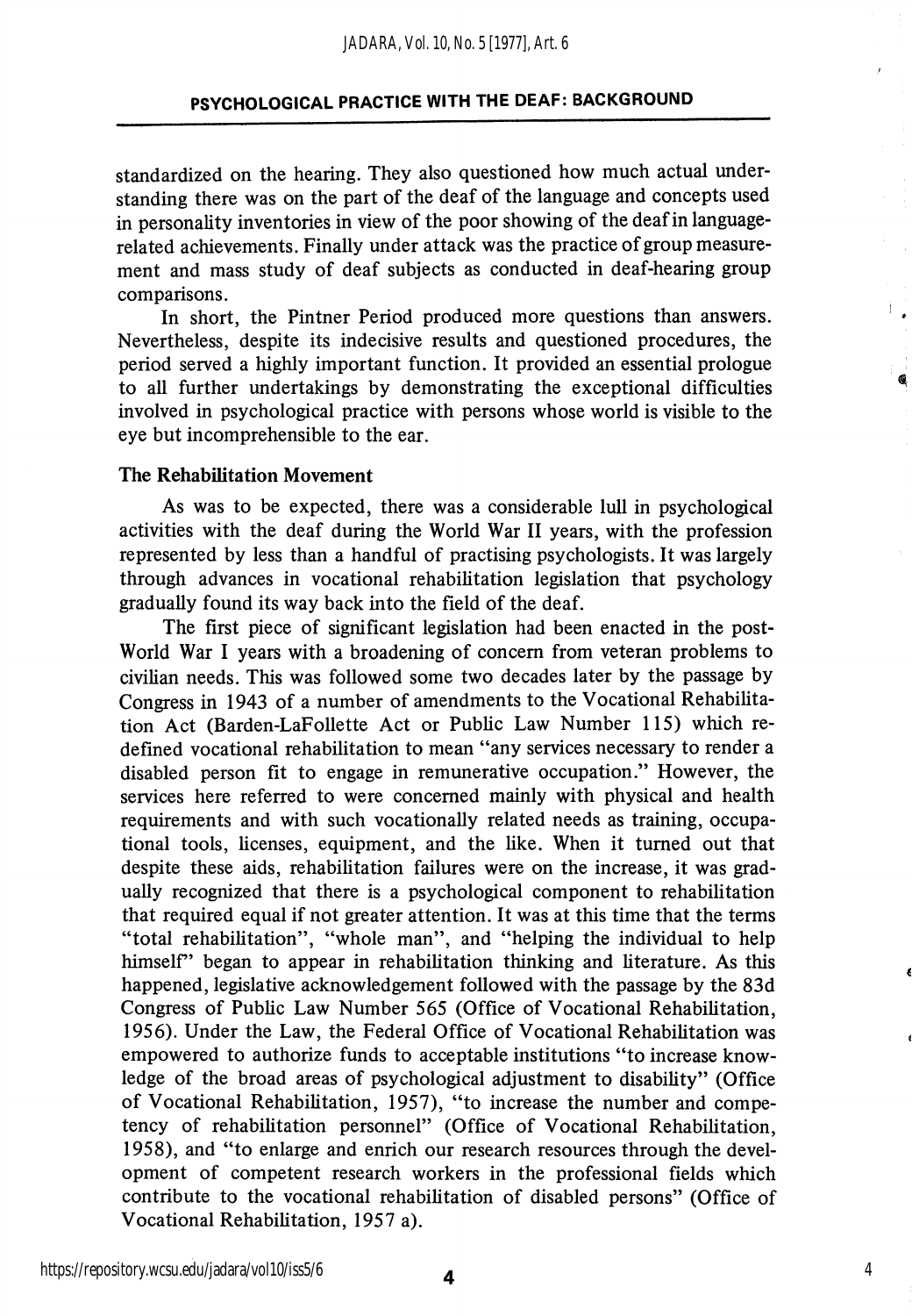standardized on the hearing. They also questioned how much actual understanding there was on the part of the deaf of the language and concepts used in personality inventories in view of the poor showing of the deaf in language-related achievements. Finally under attack was the practice of group measurement and mass study of deaf subjects as conducted in deaf-hearing group comparisons.

In short, the Pintner Period produced more questions than answers. Nevertheless, despite its indecisive results and questioned procedures, the period served a highly important function. It provided an essential prologue to all further undertakings by demonstrating the exceptional difficulties involved in psychological practice with persons whose world is visible to the eye but incomprehensible to the ear.

### The Rehabilitation Movement

As was to be expected, there was a considerable lull in psychological activities with the deaf during the World War II years, with the profession represented by less than a handful of practising psychologists. It was largely through advances in vocational rehabilitation legislation that psychology gradually found its way back into the field of the deaf.

The first piece of significant legislation had been enacted in the post-World War I years with a broadening of concern from veteran problems to civilian needs. This was followed some two decades later by the passage by Congress in 1943 of a number of amendments to the Vocational Rehabilitation Act (Barden-LaFollette Act or Public Law Number 115) which redefined vocational rehabilitation to mean "any services necessary to render a disabled person fit to engage in remunerative occupation." However, the services here referred to were concerned mainly with physical and health requirements and with such vocationally related needs as training, occupational tools, licenses, equipment, and the like. When it turned out that despite these aids, rehabilitation failures were on the increase, it was gradually recognized that there is a psychological component to rehabilitation that required equal if not greater attention. It was at this time that the terms "total rehabilitation", "whole man", and "helping the individual to help himself" began to appear in rehabilitation thinking and literature. As this happened, legislative acknowledgement followed with the passage by the 83d Congress of Public Law Number 565 (Office of Vocational Rehabilitation, 1956). Under the Law, the Federal Office of Vocational Rehabilitation was empowered to authorize funds to acceptable institutions "to increase knowledge of the broad areas of psychological adjustment to disability" (Office of Vocational Rehabilitation, 1957), "to increase the number and competency of rehabilitation personnel" (Office of Vocational Rehabilitation, 1958), and "to enlarge and enrich our research resources through the development of competent research workers in the professional fields which contribute to the vocational rehabilitation of disabled persons" (Office of Vocational Rehabilitation, 1957 a).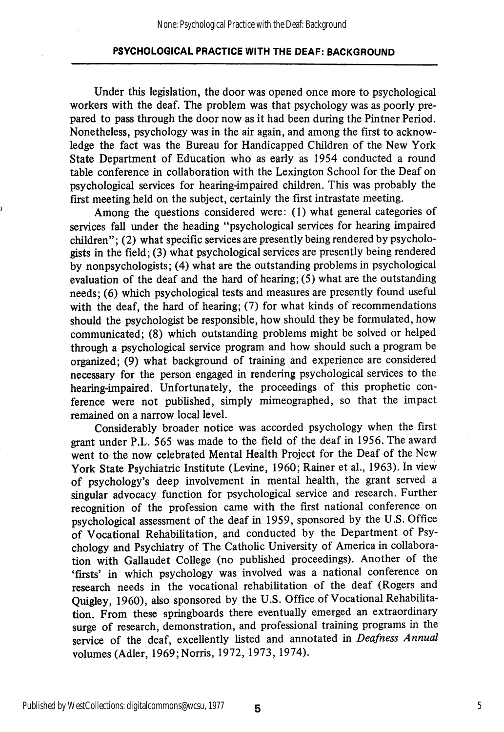Under this legislation, the door was opened once more to psychological workers with the deaf. The problem was that psychology was as poorly prepared to pass through the door now as it had been during the Pintner Period. Nonetheless, psychology was in the air again, and among the first to acknowledge the fact was the Bureau for Handicapped Children of the New York State Department of Education who as early as 1954 conducted a round table conference in collaboration with the Lexington School for the Deaf on psychological services for hearing-impaired children. This was probably the first meeting held on the subject, certainly the first intrastate meeting.

Among the questions considered were: (1) what general categories of services fall under the heading "psychological services for hearing impaired children"; (2) what specific services are presently being rendered by psychologists in the field; (3) what psychological services are presently being rendered by nonpsychologists; (4) what are the outstanding problems in psychological evaluation of the deaf and the hard of hearing; (5) what are the outstanding needs; (6) which psychological tests and measures are presently found useful with the deaf, the hard of hearing; (7) for what kinds of recommendations should the psychologist be responsible, how should they be formulated, how communicated; (8) which outstanding problems might be solved or helped through a psychological service program and how should such a program be organized; (9) what background of training and experience are considered necessary for the person engaged in rendering psychological services to the hearing-impaired. Unfortunately, the proceedings of this prophetic conference were not published, simply mimeographed, so that the impact remained on a narrow local level.

Considerably broader notice was accorded psychology when the first grant under P.L. 565 was made to the field of the deaf in 1956. The award went to the now celebrated Mental Health Project for the Deaf of the New York State Psychiatric Institute (Levine, 1960; Rainer et al., 1963). In view of psychology's deep involvement in mental health, the grant served a singular advocacy function for psychological service and research. Further recognition of the profession came with the first national conference on psychological assessment of the deaf in 1959, sponsored by the U.S. Office of Vocational Rehabilitation, and conducted by the Department of Psychology and Psychiatry of The Catholic University of America in collaboration with Gallaudet College (no published proceedings). Another of the 'firsts' in which psychology was involved was a national conference on research needs in the vocational rehabilitation of the deaf (Rogers and Quigley, 1960), also sponsored by the U.S. Office of Vocational Rehabilitation. From these springboards there eventually emerged an extraordinary surge of research, demonstration, and professional training programs in the service of the deaf, excellently listed and annotated in *Deafness Annual* volumes (Adler, 1969; Norris, 1972, 1973, 1974).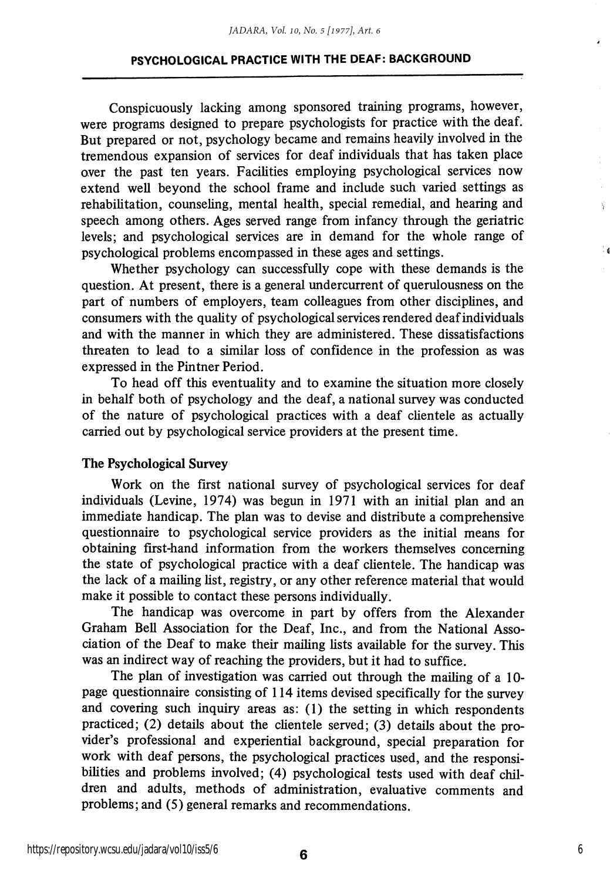Conspicuously lacking among sponsored training programs, however, were programs designed to prepare psychologists for practice with the deaf. But prepared or not, psychology became and remains heavily involved in the tremendous expansion of services for deaf individuals that has taken place over the past ten years. Facilities employing psychological services now extend well beyond the school frame and include such varied settings as rehabilitation, counseling, mental health, special remedial, and hearing and speech among others. Ages served range from infancy through the geriatric levels; and psychological services are in demand for the whole range of psychological problems encompassed in these ages and settings.

Whether psychology can successfully cope with these demands is the question. At present, there is a general undercurrent of querulousness on the part of numbers of employers, team colleagues from other disciplines, and consumers with the quality of psychological services rendered deaf individuals and with the manner in which they are administered. These dissatisfactions threaten to lead to a similar loss of confidence in the profession as was expressed in the Pintner Period.

To head off this eventuality and to examine the situation more closely in behalf both of psychology and the deaf, a national survey was conducted of the nature of psychological practices with a deaf clientele as actually carried out by psychological service providers at the present time.

### The Psychological Survey

Work on the first national survey of psychological services for deaf individuals (Levine, 1974) was begun in 1971 with an initial plan and an immediate handicap. The plan was to devise and distribute a comprehensive questionnaire to psychological service providers as the initial means for obtaining first-hand information from the workers themselves concerning the state of psychological practice with a deaf clientele. The handicap was the lack of a mailing list, registry, or any other reference material that would make it possible to contact these persons individually.

The handicap was overcome in part by offers from the Alexander Graham Bell Association for the Deaf, Inc., and from the National Association of the Deaf to make their mailing lists available for the survey. This was an indirect way of reaching the providers, but it had to suffice.

The plan of investigation was carried out through the mailing of a 10-page questionnaire consisting of 114 items devised specifically for the survey and covering such inquiry areas as: (1) the setting in which respondents practiced; (2) details about the clientele served; (3) details about the provider's professional and experiential background, special preparation for work with deaf persons, the psychological practices used, and the responsibilities and problems involved; (4) psychological tests used with deaf children and adults, methods of administration, evaluative comments and problems; and (5) general remarks and recommendations.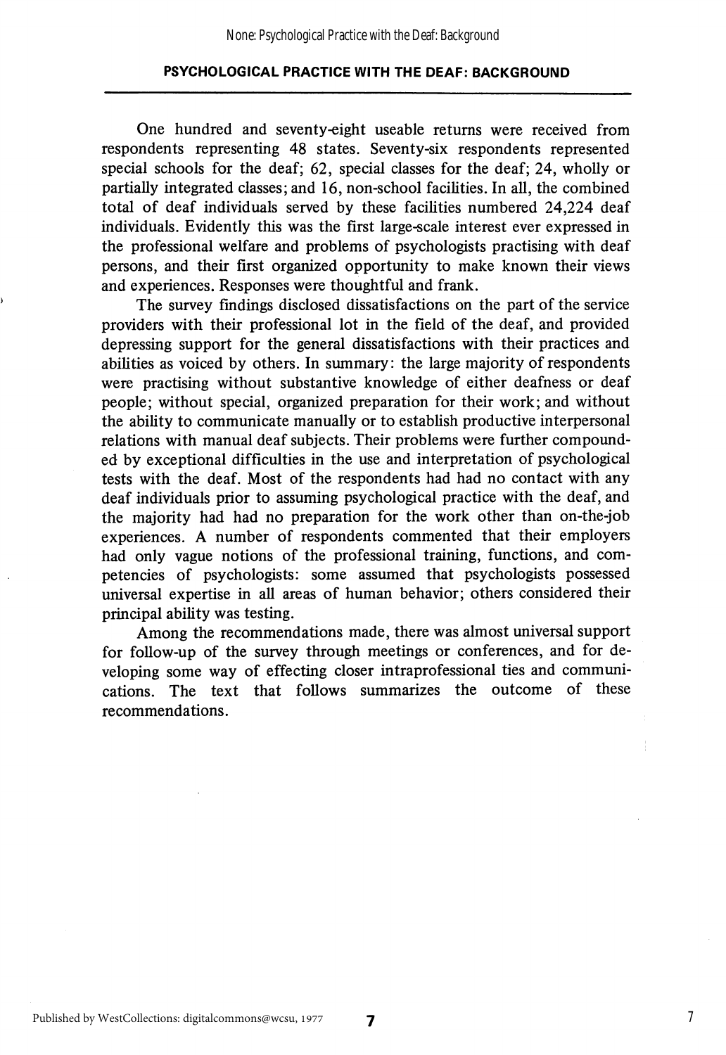One hundred and seventy-eight useable returns were received from respondents representing 48 states. Seventy-six respondents represented special schools for the deaf; 62, special classes for the deaf; 24, wholly or partially integrated classes; and 16, non-school facilities. In all, the combined total of deaf individuals served by these facilities numbered 24,224 deaf individuals. Evidently this was the first large-scale interest ever expressed in the professional welfare and problems of psychologists practising with deaf persons, and their first organized opportunity to make known their views and experiences. Responses were thoughtful and frank.

The survey findings disclosed dissatisfactions on the part of the service providers with their professional lot in the field of the deaf, and provided depressing support for the general dissatisfactions with their practices and abilities as voiced by others. In summary: the large majority of respondents were practising without substantive knowledge of either deafness or deaf people; without special, organized preparation for their work; and without the ability to communicate manually or to establish productive interpersonal relations with manual deaf subjects. Their problems were further compounded by exceptional difficulties in the use and interpretation of psychological tests with the deaf. Most of the respondents had had no contact with any deaf individuals prior to assuming psychological practice with the deaf, and the majority had had no preparation for the work other than on-the-job experiences. A number of respondents commented that their employers had only vague notions of the professional training, functions, and competencies of psychologists: some assumed that psychologists possessed universal expertise in all areas of human behavior; others considered their principal ability was testing.

Among the recommendations made, there was almost universal support for follow-up of the survey through meetings or conferences, and for developing some way of effecting closer intraprofessional ties and communications. The text that follows summarizes the outcome of these recommendations.